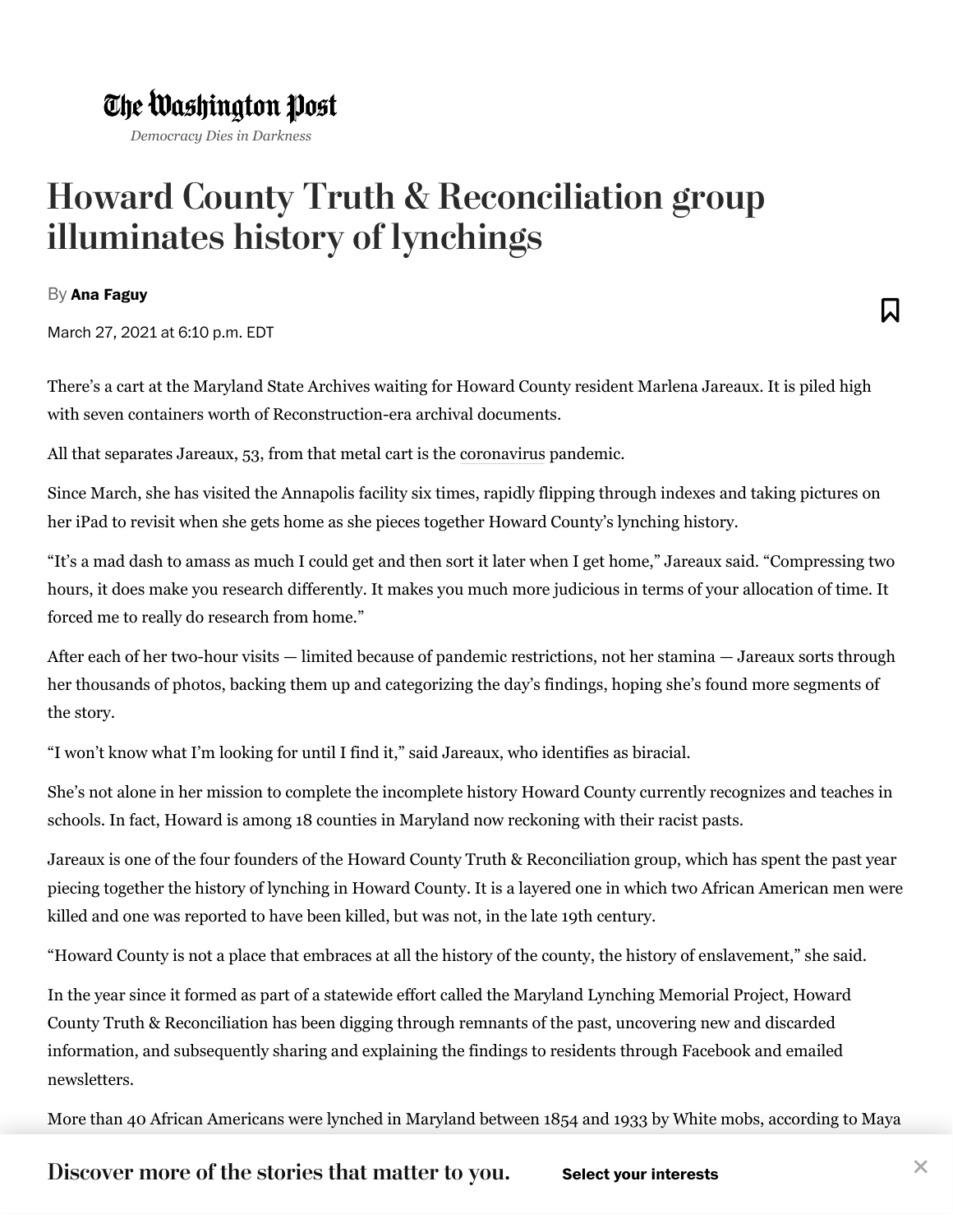# Howard County Truth & Reconciliation group illuminates history of lynchings

By **Ana Faguy**

March 27, 2021 at 6:10 p.m. EDT

There's a cart at the Maryland State Archives waiting for Howard County resident Marlena Jareaux. It is piled high with seven containers worth of Reconstruction-era archival documents.

All that separates Jareaux, 53, from that metal cart is the coronavirus pandemic.

Since March, she has visited the Annapolis facility six times, rapidly flipping through indexes and taking pictures on her iPad to revisit when she gets home as she pieces together Howard County's lynching history.

"It's a mad dash to amass as much I could get and then sort it later when I get home," Jareaux said. "Compressing two hours, it does make you research differently. It makes you much more judicious in terms of your allocation of time. It forced me to really do research from home."

After each of her two-hour visits — limited because of pandemic restrictions, not her stamina — Jareaux sorts through her thousands of photos, backing them up and categorizing the day's findings, hoping she's found more segments of the story.

"I won't know what I'm looking for until I find it," said Jareaux, who identifies as biracial.

She's not alone in her mission to complete the incomplete history Howard County currently recognizes and teaches in schools. In fact, Howard is among 18 counties in Maryland now reckoning with their racist pasts.

Jareaux is one of the four founders of the Howard County Truth & Reconciliation group, which has spent the past year piecing together the history of lynching in Howard County. It is a layered one in which two African American men were killed and one was reported to have been killed, but was not, in the late 19th century.

"Howard County is not a place that embraces at all the history of the county, the history of enslavement," she said.

In the year since it formed as part of a statewide effort called the Maryland Lynching Memorial Project, Howard County Truth & Reconciliation has been digging through remnants of the past, uncovering new and discarded information, and subsequently sharing and explaining the findings to residents through Facebook and emailed newsletters.

More than 40 African Americans were lynched in Maryland between 1854 and 1933 by White mobs, according to Maya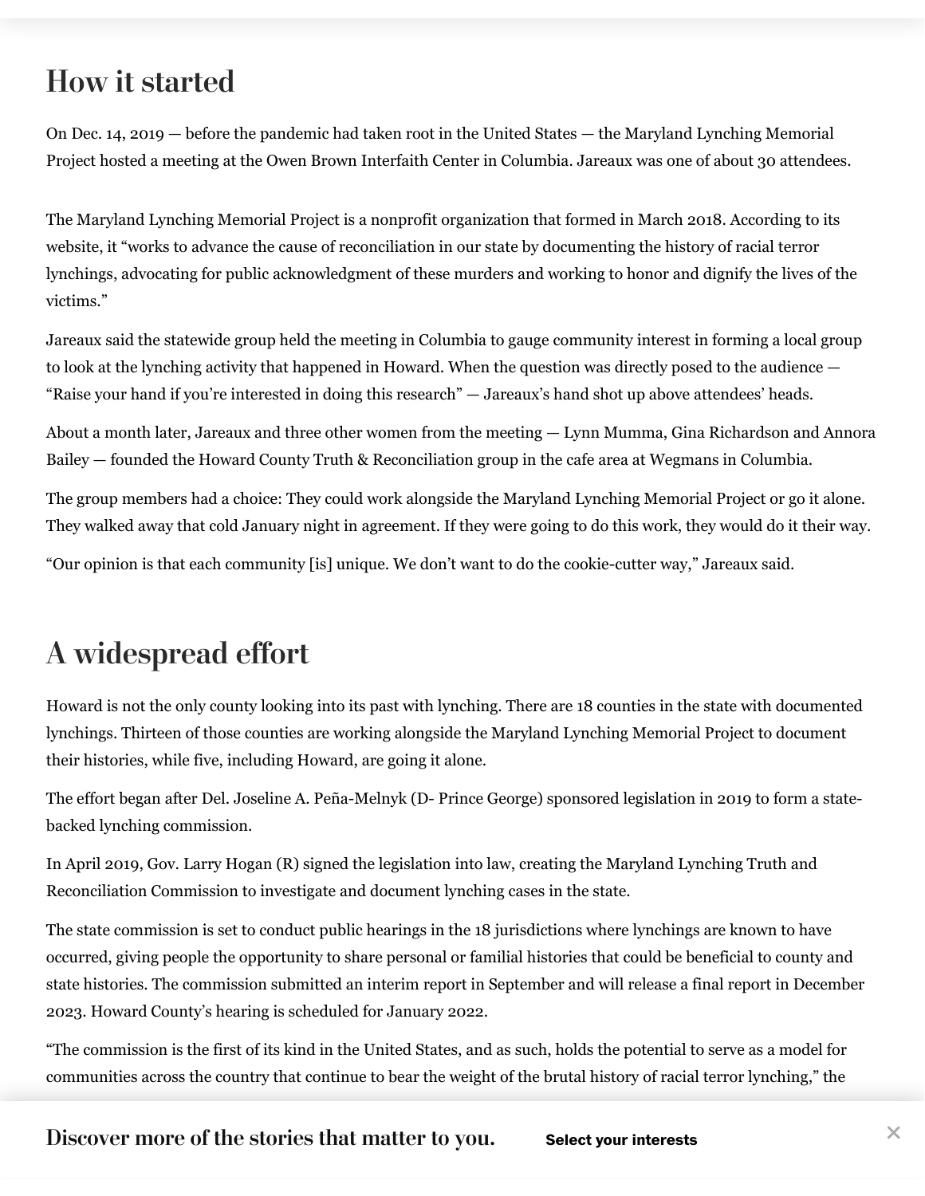## How it started

On Dec. 14, 2019 — before the pandemic had taken root in the United States — the Maryland Lynching Memorial Project hosted a meeting at the Owen Brown Interfaith Center in Columbia. Jareaux was one of about 30 attendees.

The Maryland Lynching Memorial Project is a nonprofit organization that formed in March 2018. According to its website, it "works to advance the cause of reconciliation in our state by documenting the history of racial terror lynchings, advocating for public acknowledgment of these murders and working to honor and dignify the lives of the victims."

Jareaux said the statewide group held the meeting in Columbia to gauge community interest in forming a local group to look at the lynching activity that happened in Howard. When the question was directly posed to the audience — "Raise your hand if you're interested in doing this research" — Jareaux's hand shot up above attendees' heads.

About a month later, Jareaux and three other women from the meeting — Lynn Mumma, Gina Richardson and Annora Bailey — founded the Howard County Truth & Reconciliation group in the cafe area at Wegmans in Columbia.

The group members had a choice: They could work alongside the Maryland Lynching Memorial Project or go it alone. They walked away that cold January night in agreement. If they were going to do this work, they would do it their way.

"Our opinion is that each community [is] unique. We don't want to do the cookie-cutter way," Jareaux said.

## A widespread effort

Howard is not the only county looking into its past with lynching. There are 18 counties in the state with documented lynchings. Thirteen of those counties are working alongside the Maryland Lynching Memorial Project to document their histories, while five, including Howard, are going it alone.

The effort began after Del. Joseline A. Peña-Melnyk (D- Prince George) sponsored legislation in 2019 to form a state-backed lynching commission.

In April 2019, Gov. Larry Hogan (R) signed the legislation into law, creating the Maryland Lynching Truth and Reconciliation Commission to investigate and document lynching cases in the state.

The state commission is set to conduct public hearings in the 18 jurisdictions where lynchings are known to have occurred, giving people the opportunity to share personal or familial histories that could be beneficial to county and state histories. The commission submitted an interim report in September and will release a final report in December 2023. Howard County's hearing is scheduled for January 2022.

"The commission is the first of its kind in the United States, and as such, holds the potential to serve as a model for communities across the country that continue to bear the weight of the brutal history of racial terror lynching," the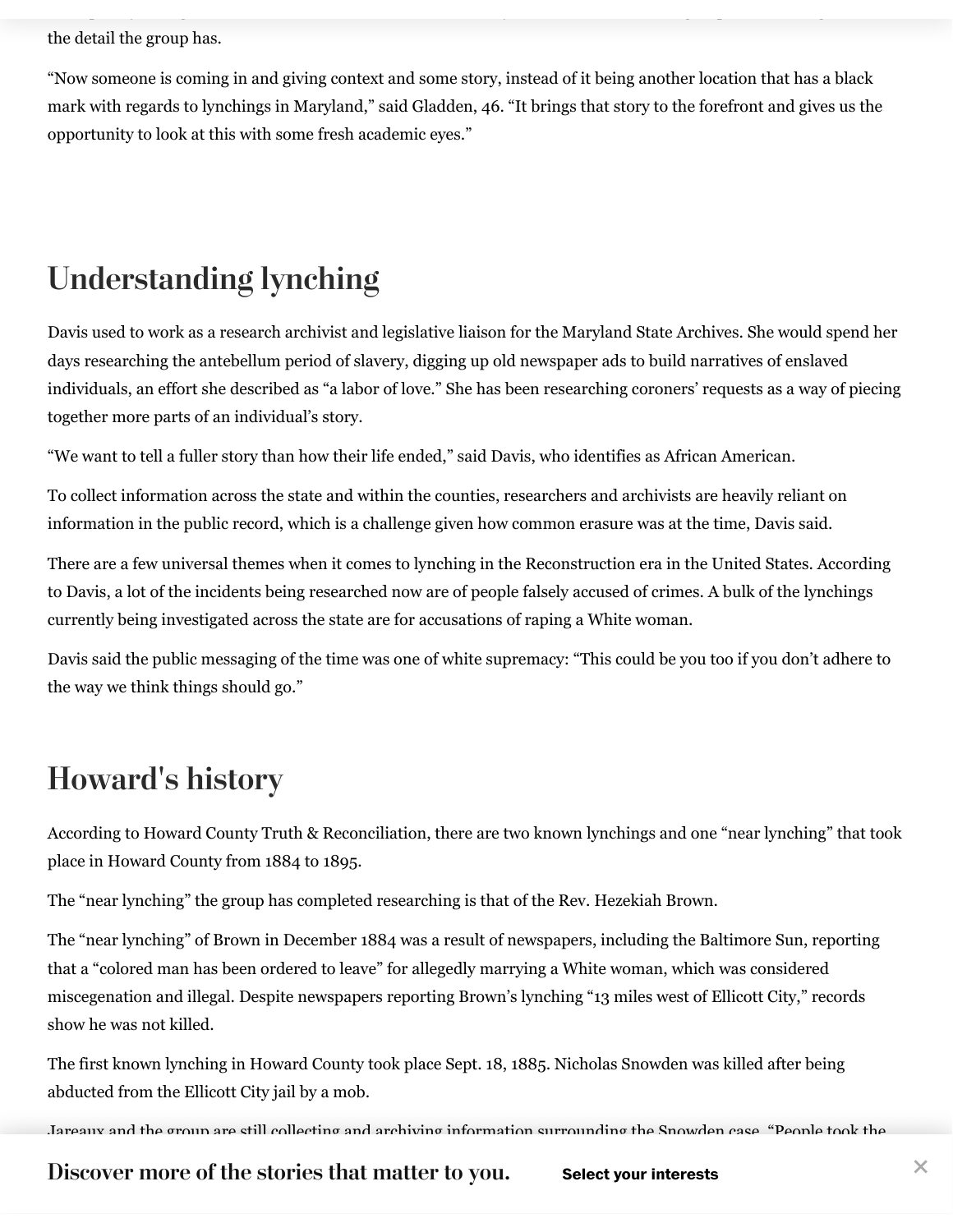the detail the group has.

"Now someone is coming in and giving context and some story, instead of it being another location that has a black mark with regards to lynchings in Maryland," said Gladden, 46. "It brings that story to the forefront and gives us the opportunity to look at this with some fresh academic eyes."

## Understanding lynching

Davis used to work as a research archivist and legislative liaison for the Maryland State Archives. She would spend her days researching the antebellum period of slavery, digging up old newspaper ads to build narratives of enslaved individuals, an effort she described as "a labor of love." She has been researching coroners' requests as a way of piecing together more parts of an individual's story.

"We want to tell a fuller story than how their life ended," said Davis, who identifies as African American.

To collect information across the state and within the counties, researchers and archivists are heavily reliant on information in the public record, which is a challenge given how common erasure was at the time, Davis said.

There are a few universal themes when it comes to lynching in the Reconstruction era in the United States. According to Davis, a lot of the incidents being researched now are of people falsely accused of crimes. A bulk of the lynchings currently being investigated across the state are for accusations of raping a White woman.

Davis said the public messaging of the time was one of white supremacy: "This could be you too if you don't adhere to the way we think things should go."

## Howard's history

According to Howard County Truth & Reconciliation, there are two known lynchings and one "near lynching" that took place in Howard County from 1884 to 1895.

The "near lynching" the group has completed researching is that of the Rev. Hezekiah Brown.

The "near lynching" of Brown in December 1884 was a result of newspapers, including the Baltimore Sun, reporting that a "colored man has been ordered to leave" for allegedly marrying a White woman, which was considered miscegenation and illegal. Despite newspapers reporting Brown's lynching "13 miles west of Ellicott City," records show he was not killed.

The first known lynching in Howard County took place Sept. 18, 1885. Nicholas Snowden was killed after being abducted from the Ellicott City jail by a mob.

Jareaux and the group are still collecting and archiving information surrounding the Snowden case. "People took the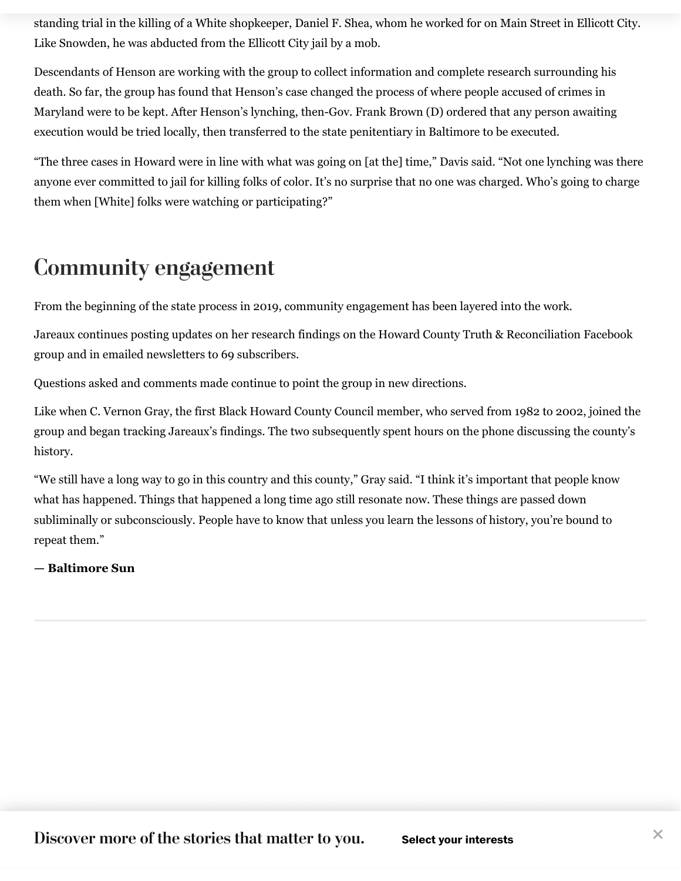standing trial in the killing of a White shopkeeper, Daniel F. Shea, whom he worked for on Main Street in Ellicott City. Like Snowden, he was abducted from the Ellicott City jail by a mob.

Descendants of Henson are working with the group to collect information and complete research surrounding his death. So far, the group has found that Henson's case changed the process of where people accused of crimes in Maryland were to be kept. After Henson's lynching, then-Gov. Frank Brown (D) ordered that any person awaiting execution would be tried locally, then transferred to the state penitentiary in Baltimore to be executed.

"The three cases in Howard were in line with what was going on [at the] time," Davis said. "Not one lynching was there anyone ever committed to jail for killing folks of color. It's no surprise that no one was charged. Who's going to charge them when [White] folks were watching or participating?"

## Community engagement

From the beginning of the state process in 2019, community engagement has been layered into the work.

Jareaux continues posting updates on her research findings on the Howard County Truth & Reconciliation Facebook group and in emailed newsletters to 69 subscribers.

Questions asked and comments made continue to point the group in new directions.

Like when C. Vernon Gray, the first Black Howard County Council member, who served from 1982 to 2002, joined the group and began tracking Jareaux's findings. The two subsequently spent hours on the phone discussing the county's history.

"We still have a long way to go in this country and this county," Gray said. "I think it's important that people know what has happened. Things that happened a long time ago still resonate now. These things are passed down subliminally or subconsciously. People have to know that unless you learn the lessons of history, you're bound to repeat them."

**— Baltimore Sun**